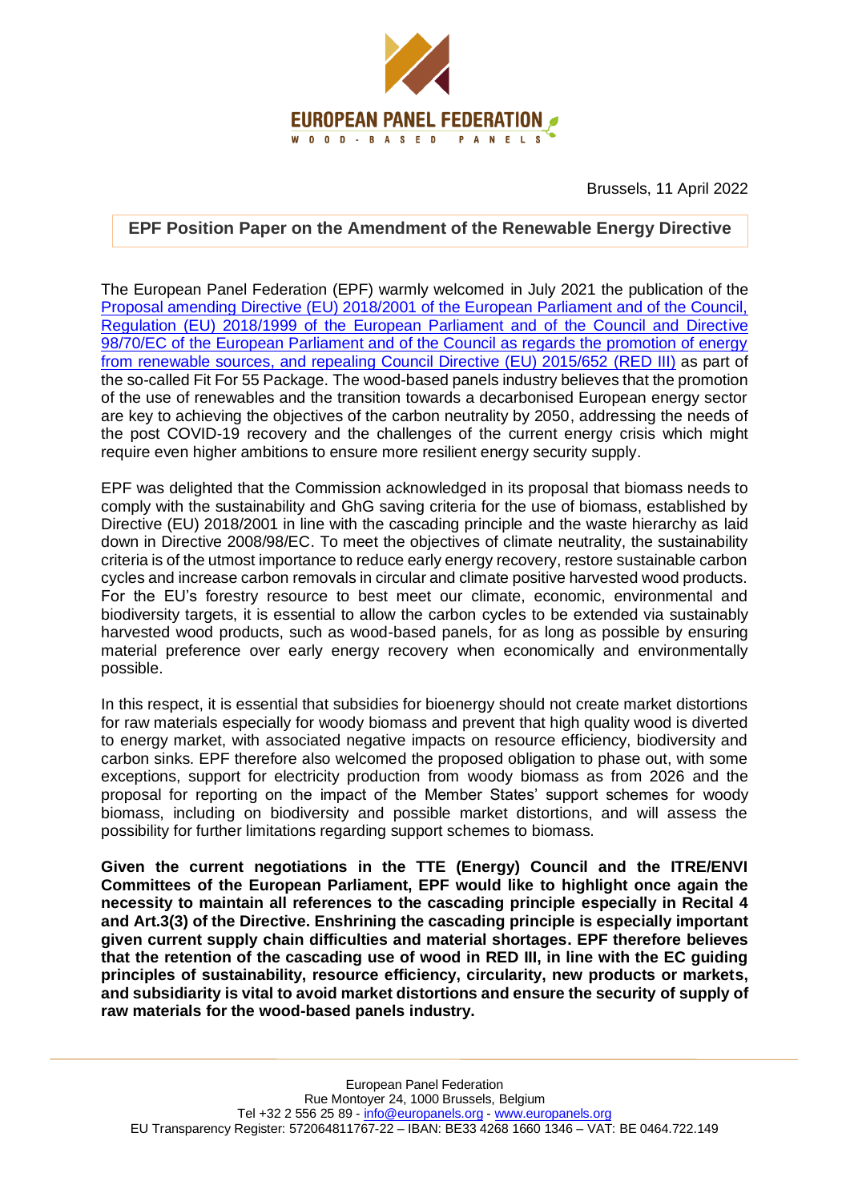EUROPEAN PANEL FEDERATION
WOOD-BASED PANELS

Brussels, 11 April 2022

## EPF Position Paper on the Amendment of the Renewable Energy Directive

The European Panel Federation (EPF) warmly welcomed in July 2021 the publication of the [Proposal amending Directive (EU) 2018/2001 of the European Parliament and of the Council, Regulation (EU) 2018/1999 of the European Parliament and of the Council and Directive 98/70/EC of the European Parliament and of the Council as regards the promotion of energy from renewable sources, and repealing Council Directive (EU) 2015/652 (RED III)] as part of the so-called Fit For 55 Package. The wood-based panels industry believes that the promotion of the use of renewables and the transition towards a decarbonised European energy sector are key to achieving the objectives of the carbon neutrality by 2050, addressing the needs of the post COVID-19 recovery and the challenges of the current energy crisis which might require even higher ambitions to ensure more resilient energy security supply.

EPF was delighted that the Commission acknowledged in its proposal that biomass needs to comply with the sustainability and GhG saving criteria for the use of biomass, established by Directive (EU) 2018/2001 in line with the cascading principle and the waste hierarchy as laid down in Directive 2008/98/EC. To meet the objectives of climate neutrality, the sustainability criteria is of the utmost importance to reduce early energy recovery, restore sustainable carbon cycles and increase carbon removals in circular and climate positive harvested wood products. For the EU's forestry resource to best meet our climate, economic, environmental and biodiversity targets, it is essential to allow the carbon cycles to be extended via sustainably harvested wood products, such as wood-based panels, for as long as possible by ensuring material preference over early energy recovery when economically and environmentally possible.

In this respect, it is essential that subsidies for bioenergy should not create market distortions for raw materials especially for woody biomass and prevent that high quality wood is diverted to energy market, with associated negative impacts on resource efficiency, biodiversity and carbon sinks. EPF therefore also welcomed the proposed obligation to phase out, with some exceptions, support for electricity production from woody biomass as from 2026 and the proposal for reporting on the impact of the Member States' support schemes for woody biomass, including on biodiversity and possible market distortions, and will assess the possibility for further limitations regarding support schemes to biomass.

**Given the current negotiations in the TTE (Energy) Council and the ITRE/ENVI Committees of the European Parliament, EPF would like to highlight once again the necessity to maintain all references to the cascading principle especially in Recital 4 and Art.3(3) of the Directive. Enshrining the cascading principle is especially important given current supply chain difficulties and material shortages. EPF therefore believes that the retention of the cascading use of wood in RED III, in line with the EC guiding principles of sustainability, resource efficiency, circularity, new products or markets, and subsidiarity is vital to avoid market distortions and ensure the security of supply of raw materials for the wood-based panels industry.**

European Panel Federation
Rue Montoyer 24, 1000 Brussels, Belgium
Tel +32 2 556 25 89 - info@europanels.org - www.europanels.org
EU Transparency Register: 572064811767-22 – IBAN: BE33 4268 1660 1346 – VAT: BE 0464.722.149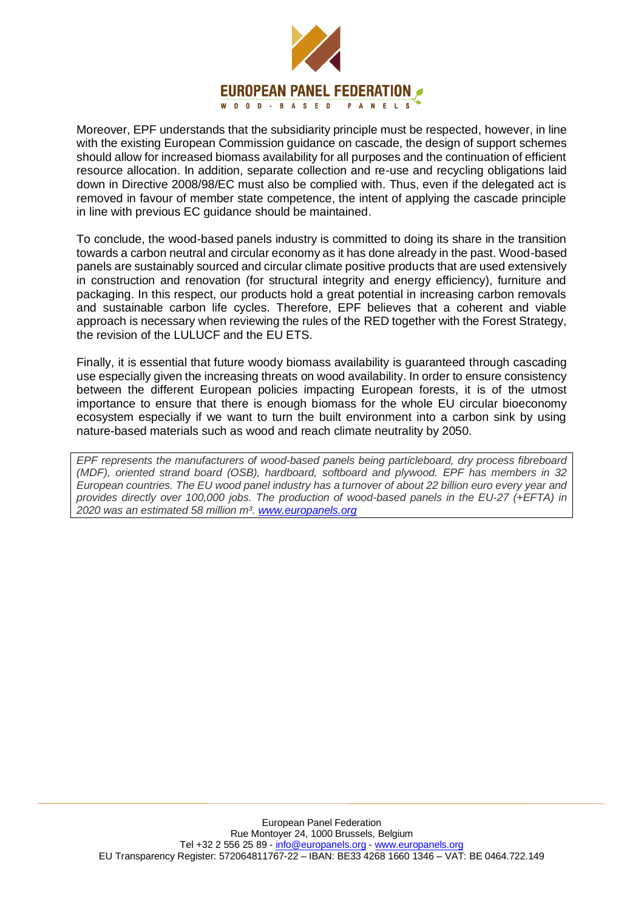Moreover, EPF understands that the subsidiarity principle must be respected, however, in line with the existing European Commission guidance on cascade, the design of support schemes should allow for increased biomass availability for all purposes and the continuation of efficient resource allocation. In addition, separate collection and re-use and recycling obligations laid down in Directive 2008/98/EC must also be complied with. Thus, even if the delegated act is removed in favour of member state competence, the intent of applying the cascade principle in line with previous EC guidance should be maintained.

To conclude, the wood-based panels industry is committed to doing its share in the transition towards a carbon neutral and circular economy as it has done already in the past. Wood-based panels are sustainably sourced and circular climate positive products that are used extensively in construction and renovation (for structural integrity and energy efficiency), furniture and packaging. In this respect, our products hold a great potential in increasing carbon removals and sustainable carbon life cycles. Therefore, EPF believes that a coherent and viable approach is necessary when reviewing the rules of the RED together with the Forest Strategy, the revision of the LULUCF and the EU ETS.

Finally, it is essential that future woody biomass availability is guaranteed through cascading use especially given the increasing threats on wood availability. In order to ensure consistency between the different European policies impacting European forests, it is of the utmost importance to ensure that there is enough biomass for the whole EU circular bioeconomy ecosystem especially if we want to turn the built environment into a carbon sink by using nature-based materials such as wood and reach climate neutrality by 2050.

*EPF represents the manufacturers of wood-based panels being particleboard, dry process fibreboard (MDF), oriented strand board (OSB), hardboard, softboard and plywood. EPF has members in 32 European countries. The EU wood panel industry has a turnover of about 22 billion euro every year and provides directly over 100,000 jobs. The production of wood-based panels in the EU-27 (+EFTA) in 2020 was an estimated 58 million m³. [www.europanels.org](http://www.europanels.org)*